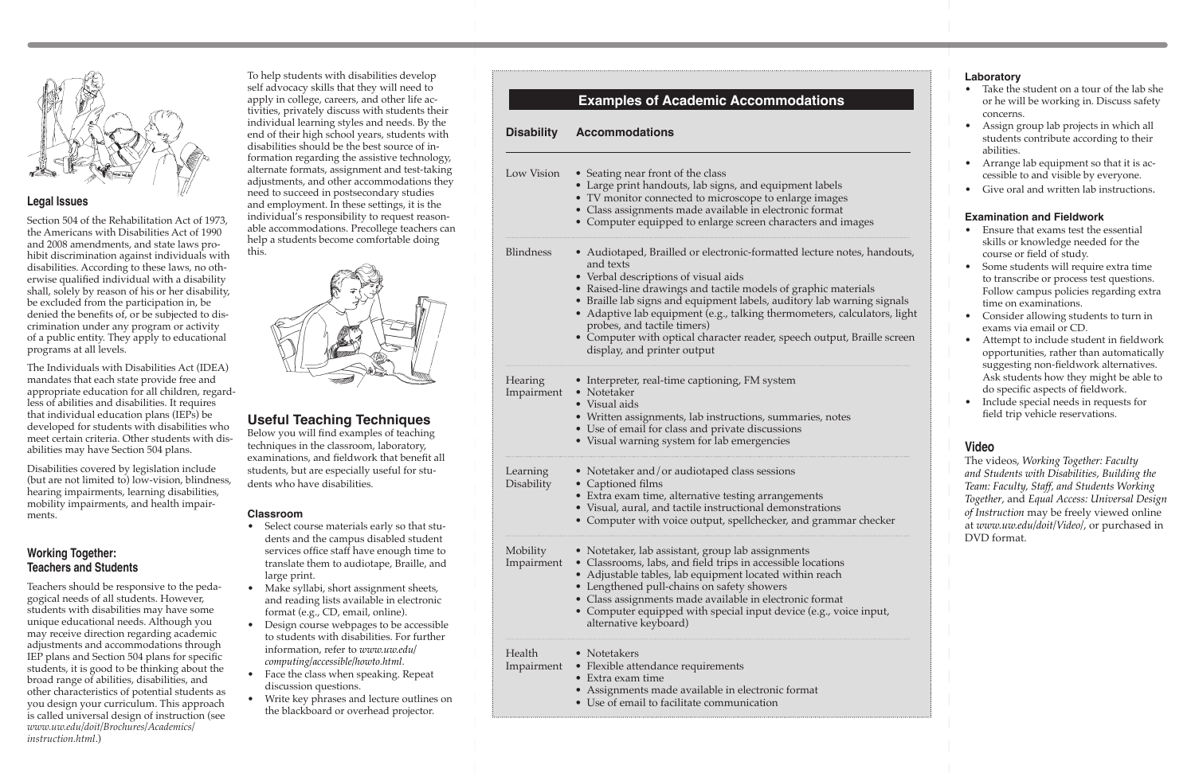## Legal Issues

Section 504 of the Rehabilitation Act of 1973, the Americans with Disabilities Act of 1990 and 2008 amendments, and state laws prohibit discrimination against individuals with disabilities. According to these laws, no otherwise qualified individual with a disability shall, solely by reason of his or her disability, be excluded from the participation in, be denied the benefits of, or be subjected to discrimination under any program or activity of a public entity. They apply to educational programs at all levels.

The Individuals with Disabilities Act (IDEA) mandates that each state provide free and appropriate education for all children, regardless of abilities and disabilities. It requires that individual education plans (IEPs) be developed for students with disabilities who meet certain criteria. Other students with disabilities may have Section 504 plans.

Disabilities covered by legislation include (but are not limited to) low-vision, blindness, hearing impairments, learning disabilities, mobility impairments, and health impairments.

## Working Together: Teachers and Students

Teachers should be responsive to the pedagogical needs of all students. However, students with disabilities may have some unique educational needs. Although you may receive direction regarding academic adjustments and accommodations through IEP plans and Section 504 plans for specific students, it is good to be thinking about the broad range of abilities, disabilities, and other characteristics of potential students as you design your curriculum. This approach is called universal design of instruction (see *www.uw.edu/doit/Brochures/Academics/instruction.html*.)

To help students with disabilities develop self advocacy skills that they will need to apply in college, careers, and other life activities, privately discuss with students their individual learning styles and needs. By the end of their high school years, students with disabilities should be the best source of information regarding the assistive technology, alternate formats, assignment and test-taking adjustments, and other accommodations they need to succeed in postsecondary studies and employment. In these settings, it is the individual's responsibility to request reasonable accommodations. Precollege teachers can help a students become comfortable doing this.

## Useful Teaching Techniques

Below you will find examples of teaching techniques in the classroom, laboratory, examinations, and fieldwork that benefit all students, but are especially useful for students who have disabilities.

### Classroom

- Select course materials early so that students and the campus disabled student services office staff have enough time to translate them to audiotape, Braille, and large print.
- Make syllabi, short assignment sheets, and reading lists available in electronic format (e.g., CD, email, online).
- Design course webpages to be accessible to students with disabilities. For further information, refer to *www.uw.edu/computing/accessible/howto.html*.
- Face the class when speaking. Repeat discussion questions.
- Write key phrases and lecture outlines on the blackboard or overhead projector.

## Examples of Academic Accommodations

| Disability | Accommodations |
|---|---|
| Low Vision | • Seating near front of the class<br>• Large print handouts, lab signs, and equipment labels<br>• TV monitor connected to microscope to enlarge images<br>• Class assignments made available in electronic format<br>• Computer equipped to enlarge screen characters and images |
| Blindness | • Audiotaped, Brailled or electronic-formatted lecture notes, handouts, and texts<br>• Verbal descriptions of visual aids<br>• Raised-line drawings and tactile models of graphic materials<br>• Braille lab signs and equipment labels, auditory lab warning signals<br>• Adaptive lab equipment (e.g., talking thermometers, calculators, light probes, and tactile timers)<br>• Computer with optical character reader, speech output, Braille screen display, and printer output |
| Hearing Impairment | • Interpreter, real-time captioning, FM system<br>• Notetaker<br>• Visual aids<br>• Written assignments, lab instructions, summaries, notes<br>• Use of email for class and private discussions<br>• Visual warning system for lab emergencies |
| Learning Disability | • Notetaker and/or audiotaped class sessions<br>• Captioned films<br>• Extra exam time, alternative testing arrangements<br>• Visual, aural, and tactile instructional demonstrations<br>• Computer with voice output, spellchecker, and grammar checker |
| Mobility Impairment | • Notetaker, lab assistant, group lab assignments<br>• Classrooms, labs, and field trips in accessible locations<br>• Adjustable tables, lab equipment located within reach<br>• Lengthened pull-chains on safety showers<br>• Class assignments made available in electronic format<br>• Computer equipped with special input device (e.g., voice input, alternative keyboard) |
| Health Impairment | • Notetakers<br>• Flexible attendance requirements<br>• Extra exam time<br>• Assignments made available in electronic format<br>• Use of email to facilitate communication |

### Laboratory

- Take the student on a tour of the lab she or he will be working in. Discuss safety concerns.
- Assign group lab projects in which all students contribute according to their abilities.
- Arrange lab equipment so that it is accessible to and visible by everyone.
- Give oral and written lab instructions.

### Examination and Fieldwork

- Ensure that exams test the essential skills or knowledge needed for the course or field of study.
- Some students will require extra time to transcribe or process test questions. Follow campus policies regarding extra time on examinations.
- Consider allowing students to turn in exams via email or CD.
- Attempt to include student in fieldwork opportunities, rather than automatically suggesting non-fieldwork alternatives. Ask students how they might be able to do specific aspects of fieldwork.
- Include special needs in requests for field trip vehicle reservations.

## Video

The videos, *Working Together: Faculty and Students with Disabilities*, *Building the Team: Faculty, Staff, and Students Working Together*, and *Equal Access: Universal Design of Instruction* may be freely viewed online at *www.uw.edu/doit/Video/*, or purchased in DVD format.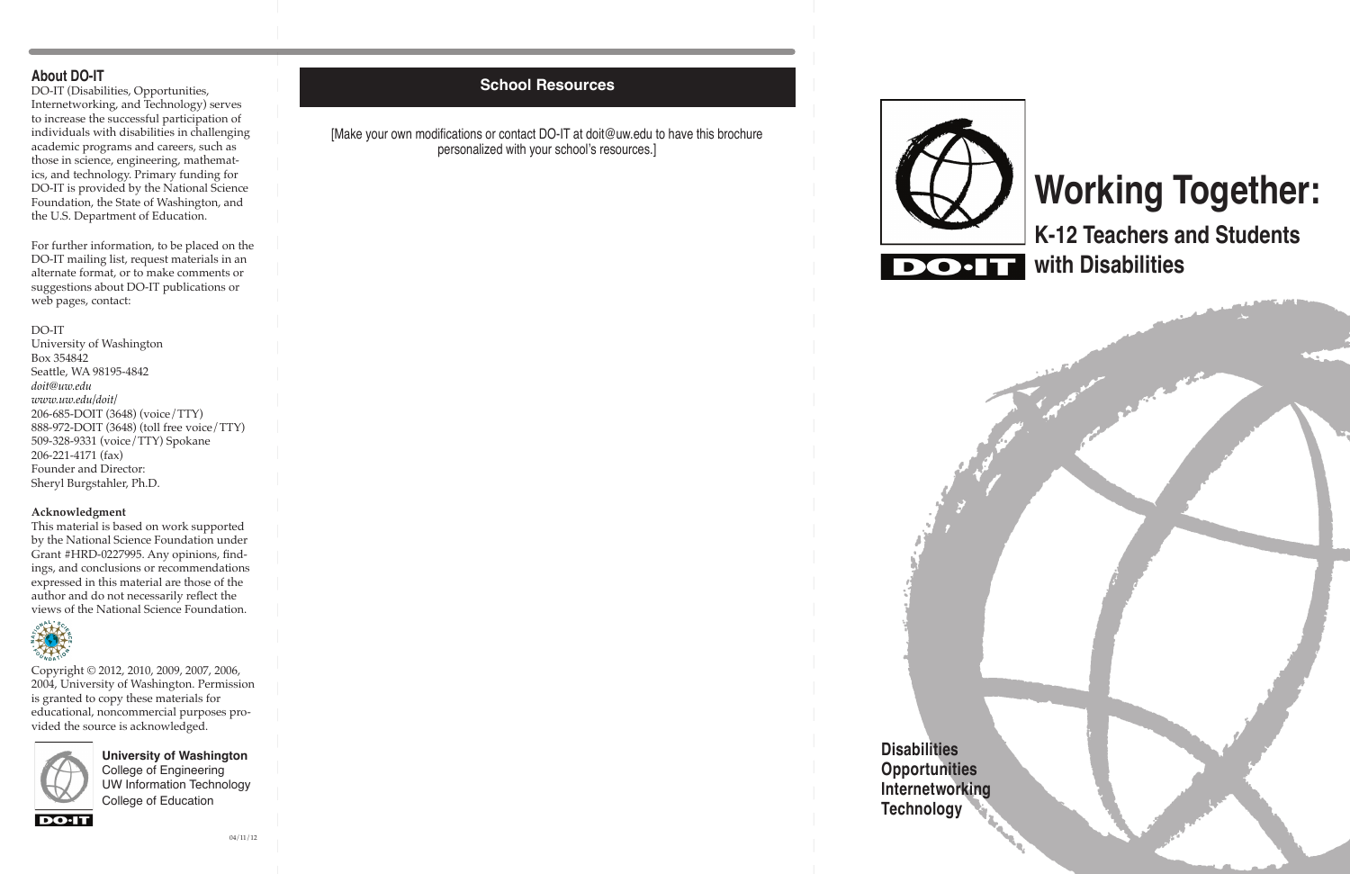## About DO-IT

DO-IT (Disabilities, Opportunities, Internetworking, and Technology) serves to increase the successful participation of individuals with disabilities in challenging academic programs and careers, such as those in science, engineering, mathematics, and technology. Primary funding for DO-IT is provided by the National Science Foundation, the State of Washington, and the U.S. Department of Education.

For further information, to be placed on the DO-IT mailing list, request materials in an alternate format, or to make comments or suggestions about DO-IT publications or web pages, contact:

DO-IT
University of Washington
Box 354842
Seattle, WA 98195-4842
*doit@uw.edu*
*www.uw.edu/doit/*
206-685-DOIT (3648) (voice/TTY)
888-972-DOIT (3648) (toll free voice/TTY)
509-328-9331 (voice/TTY) Spokane
206-221-4171 (fax)
Founder and Director:
Sheryl Burgstahler, Ph.D.

**Acknowledgment**

This material is based on work supported by the National Science Foundation under Grant #HRD-0227995. Any opinions, findings, and conclusions or recommendations expressed in this material are those of the author and do not necessarily reflect the views of the National Science Foundation.

Copyright © 2012, 2010, 2009, 2007, 2006, 2004, University of Washington. Permission is granted to copy these materials for educational, noncommercial purposes provided the source is acknowledged.

**University of Washington**
College of Engineering
UW Information Technology
College of Education

04/11/12

## School Resources

[Make your own modifications or contact DO-IT at doit@uw.edu to have this brochure personalized with your school's resources.]

# Working Together:

## K-12 Teachers and Students with Disabilities

**Disabilities**
**Opportunities**
**Internetworking**
**Technology**